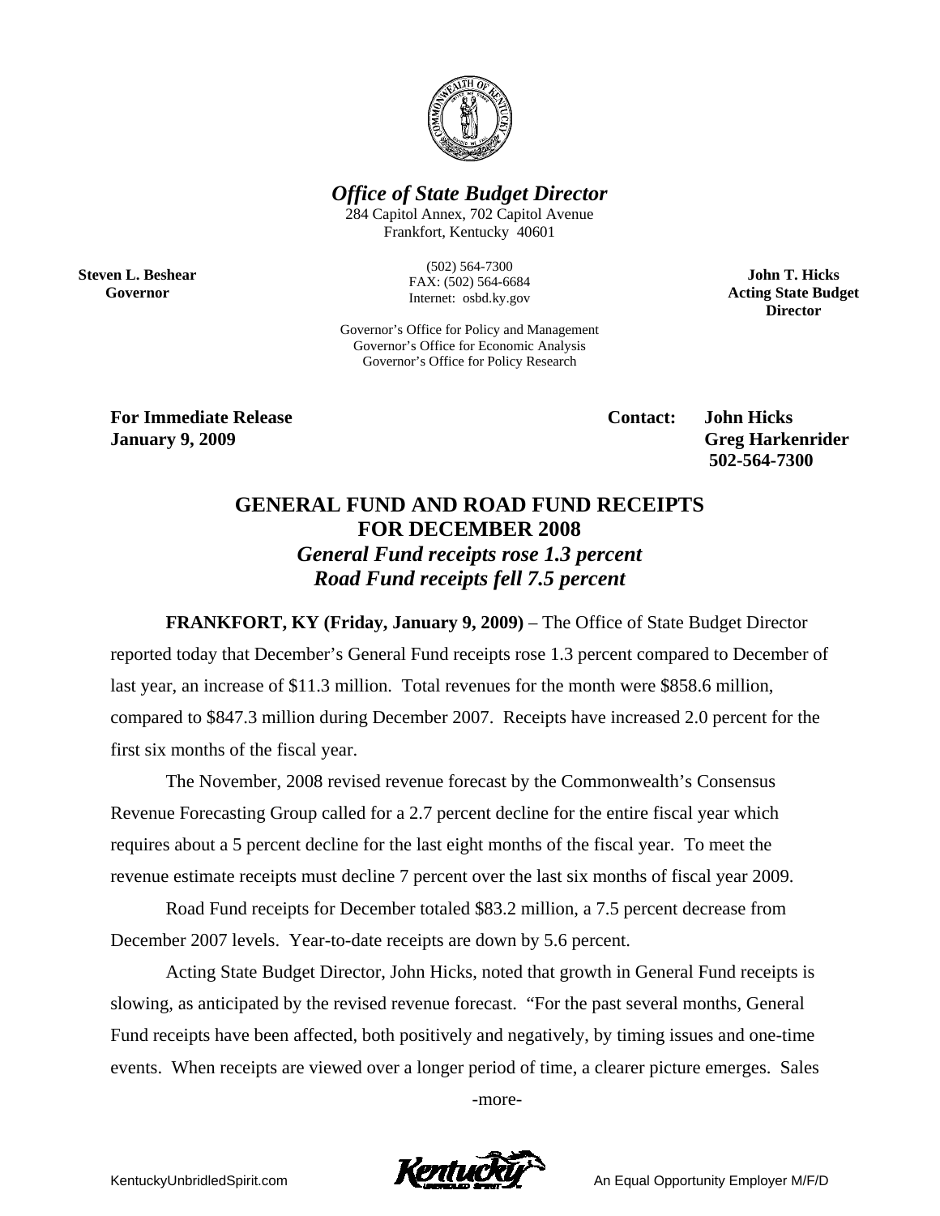***Office of State Budget Director***

284 Capitol Annex, 702 Capitol Avenue
Frankfort, Kentucky 40601

(502) 564-7300
FAX: (502) 564-6684
Internet: osbd.ky.gov

Governor's Office for Policy and Management
Governor's Office for Economic Analysis
Governor's Office for Policy Research

**Steven L. Beshear**
**Governor**

**John T. Hicks**
**Acting State Budget Director**

**For Immediate Release**
**January 9, 2009**

**Contact: John Hicks**
**Greg Harkenrider**
**502-564-7300**

## GENERAL FUND AND ROAD FUND RECEIPTS FOR DECEMBER 2008

***General Fund receipts rose 1.3 percent***
***Road Fund receipts fell 7.5 percent***

**FRANKFORT, KY (Friday, January 9, 2009)** – The Office of State Budget Director reported today that December's General Fund receipts rose 1.3 percent compared to December of last year, an increase of $11.3 million. Total revenues for the month were $858.6 million, compared to $847.3 million during December 2007. Receipts have increased 2.0 percent for the first six months of the fiscal year.

The November, 2008 revised revenue forecast by the Commonwealth's Consensus Revenue Forecasting Group called for a 2.7 percent decline for the entire fiscal year which requires about a 5 percent decline for the last eight months of the fiscal year. To meet the revenue estimate receipts must decline 7 percent over the last six months of fiscal year 2009.

Road Fund receipts for December totaled $83.2 million, a 7.5 percent decrease from December 2007 levels. Year-to-date receipts are down by 5.6 percent.

Acting State Budget Director, John Hicks, noted that growth in General Fund receipts is slowing, as anticipated by the revised revenue forecast. "For the past several months, General Fund receipts have been affected, both positively and negatively, by timing issues and one-time events. When receipts are viewed over a longer period of time, a clearer picture emerges. Sales

-more-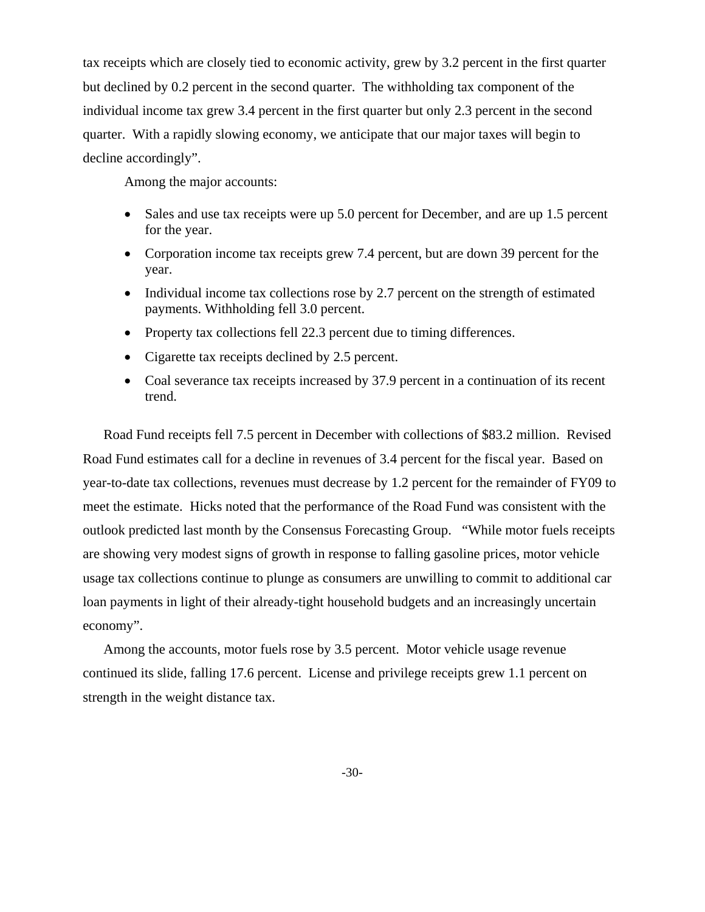tax receipts which are closely tied to economic activity, grew by 3.2 percent in the first quarter but declined by 0.2 percent in the second quarter. The withholding tax component of the individual income tax grew 3.4 percent in the first quarter but only 2.3 percent in the second quarter. With a rapidly slowing economy, we anticipate that our major taxes will begin to decline accordingly".

Among the major accounts:

- Sales and use tax receipts were up 5.0 percent for December, and are up 1.5 percent for the year.
- Corporation income tax receipts grew 7.4 percent, but are down 39 percent for the year.
- Individual income tax collections rose by 2.7 percent on the strength of estimated payments. Withholding fell 3.0 percent.
- Property tax collections fell 22.3 percent due to timing differences.
- Cigarette tax receipts declined by 2.5 percent.
- Coal severance tax receipts increased by 37.9 percent in a continuation of its recent trend.

Road Fund receipts fell 7.5 percent in December with collections of $83.2 million. Revised Road Fund estimates call for a decline in revenues of 3.4 percent for the fiscal year. Based on year-to-date tax collections, revenues must decrease by 1.2 percent for the remainder of FY09 to meet the estimate. Hicks noted that the performance of the Road Fund was consistent with the outlook predicted last month by the Consensus Forecasting Group. "While motor fuels receipts are showing very modest signs of growth in response to falling gasoline prices, motor vehicle usage tax collections continue to plunge as consumers are unwilling to commit to additional car loan payments in light of their already-tight household budgets and an increasingly uncertain economy".

Among the accounts, motor fuels rose by 3.5 percent. Motor vehicle usage revenue continued its slide, falling 17.6 percent. License and privilege receipts grew 1.1 percent on strength in the weight distance tax.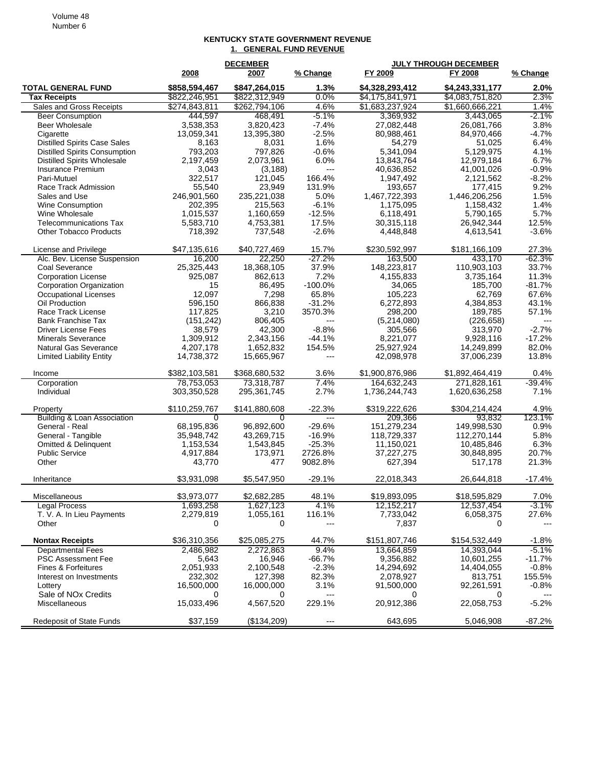## KENTUCKY STATE GOVERNMENT REVENUE
### 1. GENERAL FUND REVENUE

| | DECEMBER | | | JULY THROUGH DECEMBER | | |
|---|---|---|---|---|---|---|
| | 2008 | 2007 | % Change | FY 2009 | FY 2008 | % Change |
| **TOTAL GENERAL FUND** | **$858,594,467** | **$847,264,015** | **1.3%** | **$4,328,293,412** | **$4,243,331,177** | **2.0%** |
| **Tax Receipts** | $822,246,951 | $822,312,949 | 0.0% | $4,175,841,971 | $4,083,751,820 | 2.3% |
| Sales and Gross Receipts | $274,843,811 | $262,794,106 | 4.6% | $1,683,237,924 | $1,660,666,221 | 1.4% |
| Beer Consumption | 444,597 | 468,491 | -5.1% | 3,369,932 | 3,443,065 | -2.1% |
| Beer Wholesale | 3,538,353 | 3,820,423 | -7.4% | 27,082,448 | 26,081,766 | 3.8% |
| Cigarette | 13,059,341 | 13,395,380 | -2.5% | 80,988,461 | 84,970,466 | -4.7% |
| Distilled Spirits Case Sales | 8,163 | 8,031 | 1.6% | 54,279 | 51,025 | 6.4% |
| Distilled Spirits Consumption | 793,203 | 797,826 | -0.6% | 5,341,094 | 5,129,975 | 4.1% |
| Distilled Spirits Wholesale | 2,197,459 | 2,073,961 | 6.0% | 13,843,764 | 12,979,184 | 6.7% |
| Insurance Premium | 3,043 | (3,188) | --- | 40,636,852 | 41,001,026 | -0.9% |
| Pari-Mutuel | 322,517 | 121,045 | 166.4% | 1,947,492 | 2,121,562 | -8.2% |
| Race Track Admission | 55,540 | 23,949 | 131.9% | 193,657 | 177,415 | 9.2% |
| Sales and Use | 246,901,560 | 235,221,038 | 5.0% | 1,467,722,393 | 1,446,206,256 | 1.5% |
| Wine Consumption | 202,395 | 215,563 | -6.1% | 1,175,095 | 1,158,432 | 1.4% |
| Wine Wholesale | 1,015,537 | 1,160,659 | -12.5% | 6,118,491 | 5,790,165 | 5.7% |
| Telecommunications Tax | 5,583,710 | 4,753,381 | 17.5% | 30,315,118 | 26,942,344 | 12.5% |
| Other Tobacco Products | 718,392 | 737,548 | -2.6% | 4,448,848 | 4,613,541 | -3.6% |
| | | | | | | |
| License and Privilege | $47,135,616 | $40,727,469 | 15.7% | $230,592,997 | $181,166,109 | 27.3% |
| Alc. Bev. License Suspension | 16,200 | 22,250 | -27.2% | 163,500 | 433,170 | -62.3% |
| Coal Severance | 25,325,443 | 18,368,105 | 37.9% | 148,223,817 | 110,903,103 | 33.7% |
| Corporation License | 925,087 | 862,613 | 7.2% | 4,155,833 | 3,735,164 | 11.3% |
| Corporation Organization | 15 | 86,495 | -100.0% | 34,065 | 185,700 | -81.7% |
| Occupational Licenses | 12,097 | 7,298 | 65.8% | 105,223 | 62,769 | 67.6% |
| Oil Production | 596,150 | 866,838 | -31.2% | 6,272,893 | 4,384,853 | 43.1% |
| Race Track License | 117,825 | 3,210 | 3570.3% | 298,200 | 189,785 | 57.1% |
| Bank Franchise Tax | (151,242) | 806,405 | --- | (5,214,080) | (226,658) | --- |
| Driver License Fees | 38,579 | 42,300 | -8.8% | 305,566 | 313,970 | -2.7% |
| Minerals Severance | 1,309,912 | 2,343,156 | -44.1% | 8,221,077 | 9,928,116 | -17.2% |
| Natural Gas Severance | 4,207,178 | 1,652,832 | 154.5% | 25,927,924 | 14,249,899 | 82.0% |
| Limited Liability Entity | 14,738,372 | 15,665,967 | --- | 42,098,978 | 37,006,239 | 13.8% |
| | | | | | | |
| Income | $382,103,581 | $368,680,532 | 3.6% | $1,900,876,986 | $1,892,464,419 | 0.4% |
| Corporation | 78,753,053 | 73,318,787 | 7.4% | 164,632,243 | 271,828,161 | -39.4% |
| Individual | 303,350,528 | 295,361,745 | 2.7% | 1,736,244,743 | 1,620,636,258 | 7.1% |
| | | | | | | |
| Property | $110,259,767 | $141,880,608 | -22.3% | $319,222,626 | $304,214,424 | 4.9% |
| Building & Loan Association | 0 | 0 | --- | 209,366 | 93,832 | 123.1% |
| General - Real | 68,195,836 | 96,892,600 | -29.6% | 151,279,234 | 149,998,530 | 0.9% |
| General - Tangible | 35,948,742 | 43,269,715 | -16.9% | 118,729,337 | 112,270,144 | 5.8% |
| Omitted & Delinquent | 1,153,534 | 1,543,845 | -25.3% | 11,150,021 | 10,485,846 | 6.3% |
| Public Service | 4,917,884 | 173,971 | 2726.8% | 37,227,275 | 30,848,895 | 20.7% |
| Other | 43,770 | 477 | 9082.8% | 627,394 | 517,178 | 21.3% |
| | | | | | | |
| Inheritance | $3,931,098 | $5,547,950 | -29.1% | 22,018,343 | 26,644,818 | -17.4% |
| | | | | | | |
| Miscellaneous | $3,973,077 | $2,682,285 | 48.1% | $19,893,095 | $18,595,829 | 7.0% |
| Legal Process | 1,693,258 | 1,627,123 | 4.1% | 12,152,217 | 12,537,454 | -3.1% |
| T. V. A. In Lieu Payments | 2,279,819 | 1,055,161 | 116.1% | 7,733,042 | 6,058,375 | 27.6% |
| Other | 0 | 0 | --- | 7,837 | 0 | --- |
| | | | | | | |
| **Nontax Receipts** | $36,310,356 | $25,085,275 | 44.7% | $151,807,746 | $154,532,449 | -1.8% |
| Departmental Fees | 2,486,982 | 2,272,863 | 9.4% | 13,664,859 | 14,393,044 | -5.1% |
| PSC Assessment Fee | 5,643 | 16,946 | -66.7% | 9,356,882 | 10,601,255 | -11.7% |
| Fines & Forfeitures | 2,051,933 | 2,100,548 | -2.3% | 14,294,692 | 14,404,055 | -0.8% |
| Interest on Investments | 232,302 | 127,398 | 82.3% | 2,078,927 | 813,751 | 155.5% |
| Lottery | 16,500,000 | 16,000,000 | 3.1% | 91,500,000 | 92,261,591 | -0.8% |
| Sale of NOx Credits | 0 | 0 | --- | 0 | 0 | --- |
| Miscellaneous | 15,033,496 | 4,567,520 | 229.1% | 20,912,386 | 22,058,753 | -5.2% |
| | | | | | | |
| Redeposit of State Funds | $37,159 | ($134,209) | --- | 643,695 | 5,046,908 | -87.2% |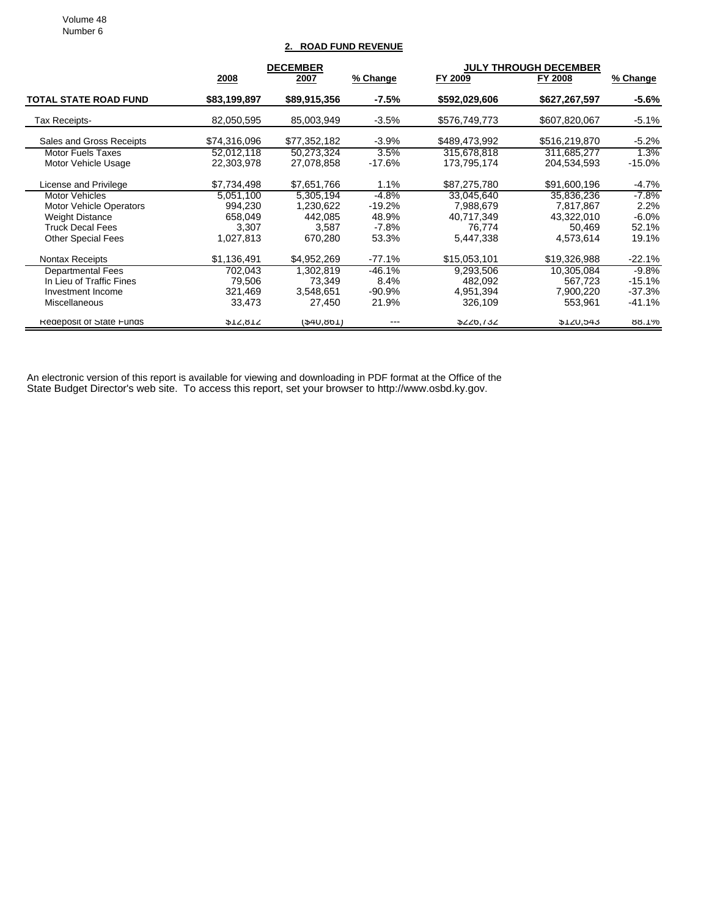## 2. ROAD FUND REVENUE

| | DECEMBER | | | JULY THROUGH DECEMBER | | |
|---|---|---|---|---|---|---|
| | 2008 | 2007 | % Change | FY 2009 | FY 2008 | % Change |
| **TOTAL STATE ROAD FUND** | **$83,199,897** | **$89,915,356** | **-7.5%** | **$592,029,606** | **$627,267,597** | **-5.6%** |
| Tax Receipts- | 82,050,595 | 85,003,949 | -3.5% | $576,749,773 | $607,820,067 | -5.1% |
| Sales and Gross Receipts | $74,316,096 | $77,352,182 | -3.9% | $489,473,992 | $516,219,870 | -5.2% |
| Motor Fuels Taxes | 52,012,118 | 50,273,324 | 3.5% | 315,678,818 | 311,685,277 | 1.3% |
| Motor Vehicle Usage | 22,303,978 | 27,078,858 | -17.6% | 173,795,174 | 204,534,593 | -15.0% |
| License and Privilege | $7,734,498 | $7,651,766 | 1.1% | $87,275,780 | $91,600,196 | -4.7% |
| Motor Vehicles | 5,051,100 | 5,305,194 | -4.8% | 33,045,640 | 35,836,236 | -7.8% |
| Motor Vehicle Operators | 994,230 | 1,230,622 | -19.2% | 7,988,679 | 7,817,867 | 2.2% |
| Weight Distance | 658,049 | 442,085 | 48.9% | 40,717,349 | 43,322,010 | -6.0% |
| Truck Decal Fees | 3,307 | 3,587 | -7.8% | 76,774 | 50,469 | 52.1% |
| Other Special Fees | 1,027,813 | 670,280 | 53.3% | 5,447,338 | 4,573,614 | 19.1% |
| Nontax Receipts | $1,136,491 | $4,952,269 | -77.1% | $15,053,101 | $19,326,988 | -22.1% |
| Departmental Fees | 702,043 | 1,302,819 | -46.1% | 9,293,506 | 10,305,084 | -9.8% |
| In Lieu of Traffic Fines | 79,506 | 73,349 | 8.4% | 482,092 | 567,723 | -15.1% |
| Investment Income | 321,469 | 3,548,651 | -90.9% | 4,951,394 | 7,900,220 | -37.3% |
| Miscellaneous | 33,473 | 27,450 | 21.9% | 326,109 | 553,961 | -41.1% |
| Redeposit of State Funds | $12,812 | ($40,861) | --- | $226,732 | $120,543 | 88.1% |

An electronic version of this report is available for viewing and downloading in PDF format at the Office of the State Budget Director's web site. To access this report, set your browser to http://www.osbd.ky.gov.